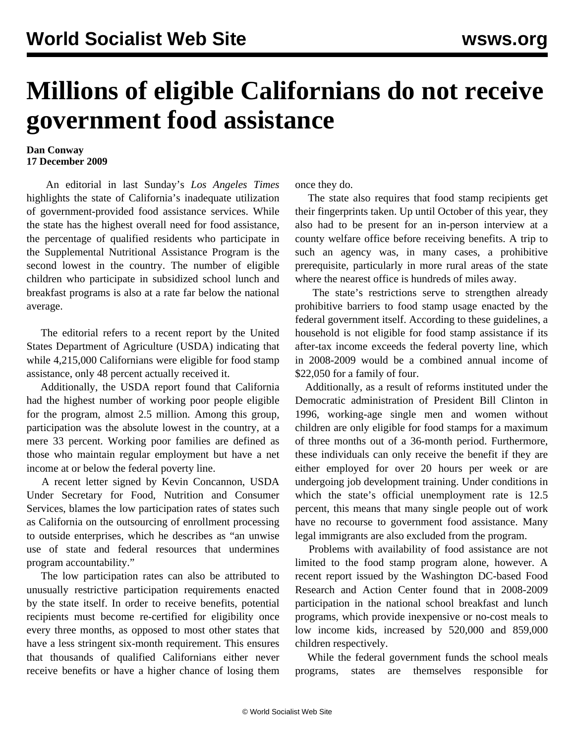# Millions of eligible Californians do not receive government food assistance

**Dan Conway**
**17 December 2009**

An editorial in last Sunday's *Los Angeles Times* highlights the state of California's inadequate utilization of government-provided food assistance services. While the state has the highest overall need for food assistance, the percentage of qualified residents who participate in the Supplemental Nutritional Assistance Program is the second lowest in the country. The number of eligible children who participate in subsidized school lunch and breakfast programs is also at a rate far below the national average.

The editorial refers to a recent report by the United States Department of Agriculture (USDA) indicating that while 4,215,000 Californians were eligible for food stamp assistance, only 48 percent actually received it.

Additionally, the USDA report found that California had the highest number of working poor people eligible for the program, almost 2.5 million. Among this group, participation was the absolute lowest in the country, at a mere 33 percent. Working poor families are defined as those who maintain regular employment but have a net income at or below the federal poverty line.

A recent letter signed by Kevin Concannon, USDA Under Secretary for Food, Nutrition and Consumer Services, blames the low participation rates of states such as California on the outsourcing of enrollment processing to outside enterprises, which he describes as "an unwise use of state and federal resources that undermines program accountability."

The low participation rates can also be attributed to unusually restrictive participation requirements enacted by the state itself. In order to receive benefits, potential recipients must become re-certified for eligibility once every three months, as opposed to most other states that have a less stringent six-month requirement. This ensures that thousands of qualified Californians either never receive benefits or have a higher chance of losing them once they do.

The state also requires that food stamp recipients get their fingerprints taken. Up until October of this year, they also had to be present for an in-person interview at a county welfare office before receiving benefits. A trip to such an agency was, in many cases, a prohibitive prerequisite, particularly in more rural areas of the state where the nearest office is hundreds of miles away.

The state's restrictions serve to strengthen already prohibitive barriers to food stamp usage enacted by the federal government itself. According to these guidelines, a household is not eligible for food stamp assistance if its after-tax income exceeds the federal poverty line, which in 2008-2009 would be a combined annual income of $22,050 for a family of four.

Additionally, as a result of reforms instituted under the Democratic administration of President Bill Clinton in 1996, working-age single men and women without children are only eligible for food stamps for a maximum of three months out of a 36-month period. Furthermore, these individuals can only receive the benefit if they are either employed for over 20 hours per week or are undergoing job development training. Under conditions in which the state's official unemployment rate is 12.5 percent, this means that many single people out of work have no recourse to government food assistance. Many legal immigrants are also excluded from the program.

Problems with availability of food assistance are not limited to the food stamp program alone, however. A recent report issued by the Washington DC-based Food Research and Action Center found that in 2008-2009 participation in the national school breakfast and lunch programs, which provide inexpensive or no-cost meals to low income kids, increased by 520,000 and 859,000 children respectively.

While the federal government funds the school meals programs, states are themselves responsible for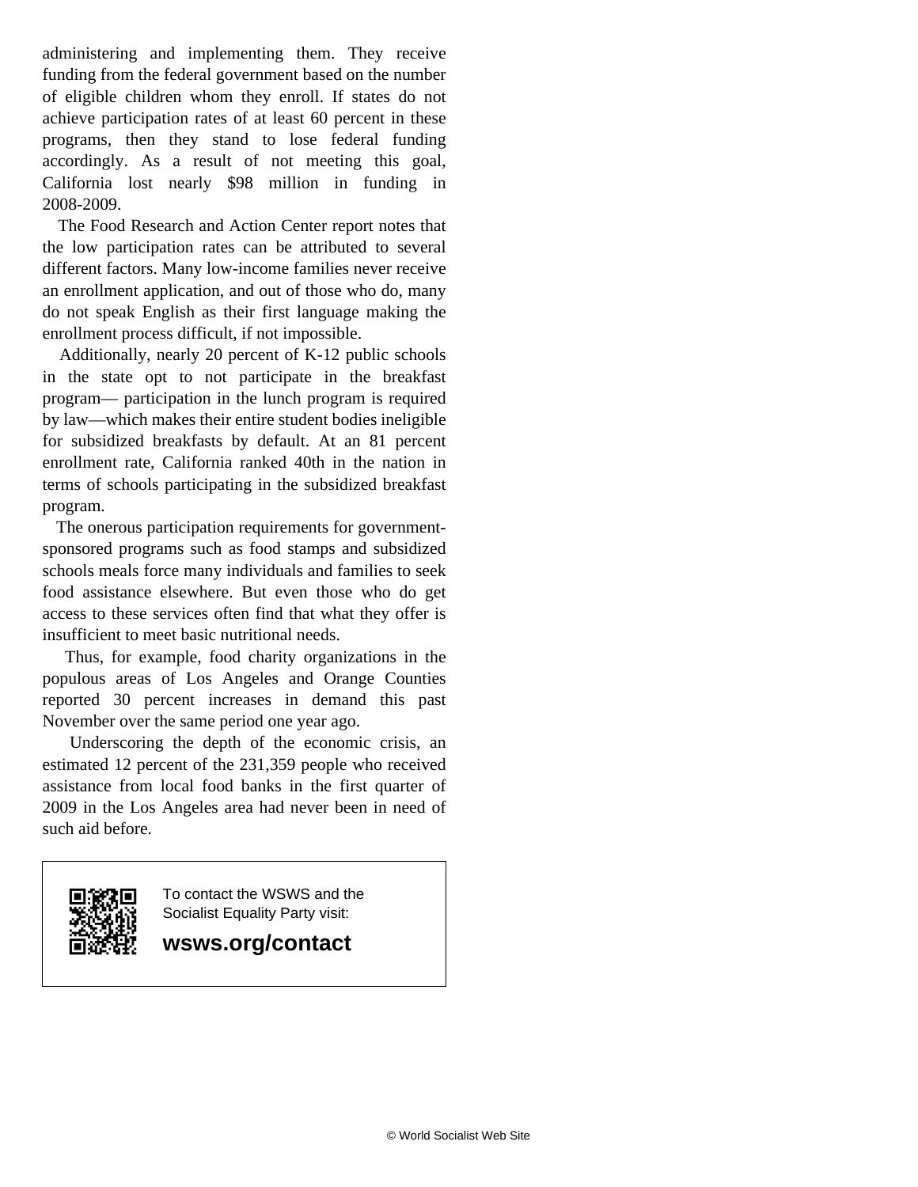administering and implementing them. They receive funding from the federal government based on the number of eligible children whom they enroll. If states do not achieve participation rates of at least 60 percent in these programs, then they stand to lose federal funding accordingly. As a result of not meeting this goal, California lost nearly $98 million in funding in 2008-2009.

The Food Research and Action Center report notes that the low participation rates can be attributed to several different factors. Many low-income families never receive an enrollment application, and out of those who do, many do not speak English as their first language making the enrollment process difficult, if not impossible.

Additionally, nearly 20 percent of K-12 public schools in the state opt to not participate in the breakfast program— participation in the lunch program is required by law—which makes their entire student bodies ineligible for subsidized breakfasts by default. At an 81 percent enrollment rate, California ranked 40th in the nation in terms of schools participating in the subsidized breakfast program.

The onerous participation requirements for government-sponsored programs such as food stamps and subsidized schools meals force many individuals and families to seek food assistance elsewhere. But even those who do get access to these services often find that what they offer is insufficient to meet basic nutritional needs.

Thus, for example, food charity organizations in the populous areas of Los Angeles and Orange Counties reported 30 percent increases in demand this past November over the same period one year ago.

Underscoring the depth of the economic crisis, an estimated 12 percent of the 231,359 people who received assistance from local food banks in the first quarter of 2009 in the Los Angeles area had never been in need of such aid before.

To contact the WSWS and the Socialist Equality Party visit:

**wsws.org/contact**